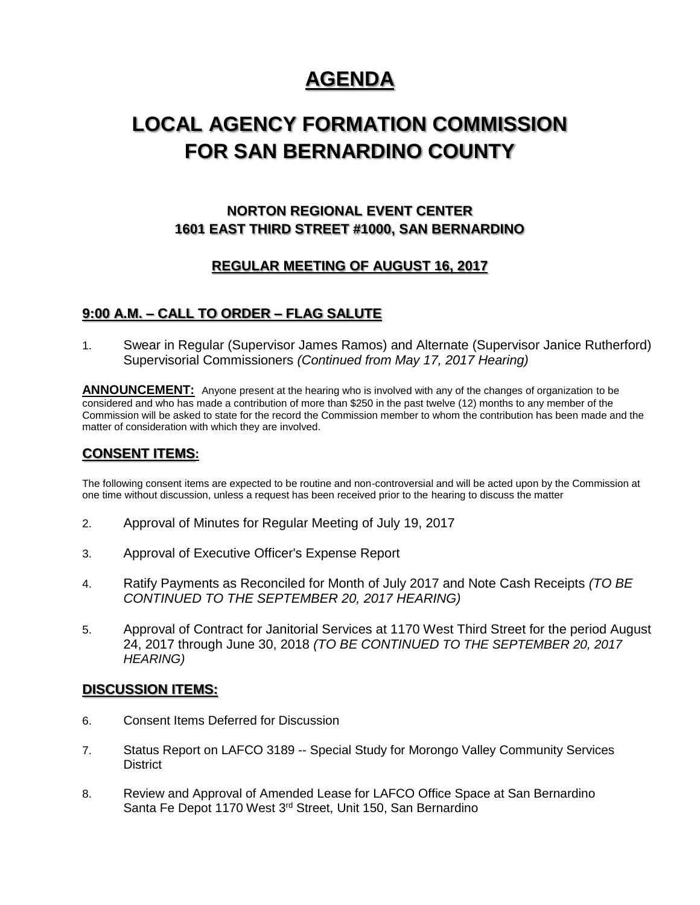# AGENDA

# LOCAL AGENCY FORMATION COMMISSION FOR SAN BERNARDINO COUNTY

### NORTON REGIONAL EVENT CENTER
### 1601 EAST THIRD STREET #1000, SAN BERNARDINO

### REGULAR MEETING OF AUGUST 16, 2017

## 9:00 A.M. – CALL TO ORDER – FLAG SALUTE

1. Swear in Regular (Supervisor James Ramos) and Alternate (Supervisor Janice Rutherford) Supervisorial Commissioners *(Continued from May 17, 2017 Hearing)*

**ANNOUNCEMENT:** Anyone present at the hearing who is involved with any of the changes of organization to be considered and who has made a contribution of more than $250 in the past twelve (12) months to any member of the Commission will be asked to state for the record the Commission member to whom the contribution has been made and the matter of consideration with which they are involved.

## CONSENT ITEMS:

The following consent items are expected to be routine and non-controversial and will be acted upon by the Commission at one time without discussion, unless a request has been received prior to the hearing to discuss the matter

2. Approval of Minutes for Regular Meeting of July 19, 2017
3. Approval of Executive Officer's Expense Report
4. Ratify Payments as Reconciled for Month of July 2017 and Note Cash Receipts *(TO BE CONTINUED TO THE SEPTEMBER 20, 2017 HEARING)*
5. Approval of Contract for Janitorial Services at 1170 West Third Street for the period August 24, 2017 through June 30, 2018 *(TO BE CONTINUED TO THE SEPTEMBER 20, 2017 HEARING)*

## DISCUSSION ITEMS:

6. Consent Items Deferred for Discussion
7. Status Report on LAFCO 3189 -- Special Study for Morongo Valley Community Services District
8. Review and Approval of Amended Lease for LAFCO Office Space at San Bernardino Santa Fe Depot 1170 West 3rd Street, Unit 150, San Bernardino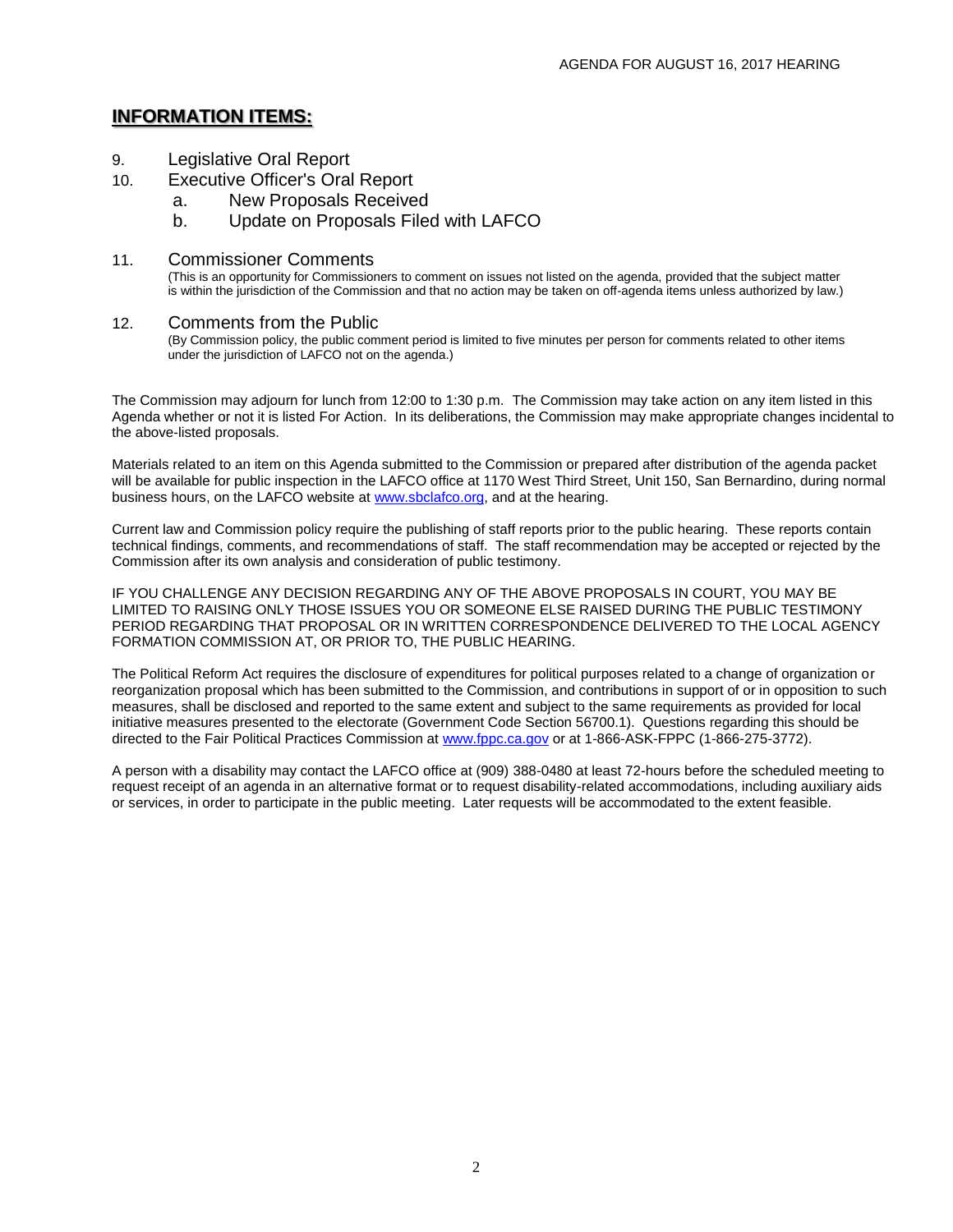## INFORMATION ITEMS:

9. Legislative Oral Report
10. Executive Officer's Oral Report
    a. New Proposals Received
    b. Update on Proposals Filed with LAFCO

11. Commissioner Comments
    (This is an opportunity for Commissioners to comment on issues not listed on the agenda, provided that the subject matter is within the jurisdiction of the Commission and that no action may be taken on off-agenda items unless authorized by law.)

12. Comments from the Public
    (By Commission policy, the public comment period is limited to five minutes per person for comments related to other items under the jurisdiction of LAFCO not on the agenda.)

The Commission may adjourn for lunch from 12:00 to 1:30 p.m. The Commission may take action on any item listed in this Agenda whether or not it is listed For Action. In its deliberations, the Commission may make appropriate changes incidental to the above-listed proposals.

Materials related to an item on this Agenda submitted to the Commission or prepared after distribution of the agenda packet will be available for public inspection in the LAFCO office at 1170 West Third Street, Unit 150, San Bernardino, during normal business hours, on the LAFCO website at www.sbclafco.org, and at the hearing.

Current law and Commission policy require the publishing of staff reports prior to the public hearing. These reports contain technical findings, comments, and recommendations of staff. The staff recommendation may be accepted or rejected by the Commission after its own analysis and consideration of public testimony.

IF YOU CHALLENGE ANY DECISION REGARDING ANY OF THE ABOVE PROPOSALS IN COURT, YOU MAY BE LIMITED TO RAISING ONLY THOSE ISSUES YOU OR SOMEONE ELSE RAISED DURING THE PUBLIC TESTIMONY PERIOD REGARDING THAT PROPOSAL OR IN WRITTEN CORRESPONDENCE DELIVERED TO THE LOCAL AGENCY FORMATION COMMISSION AT, OR PRIOR TO, THE PUBLIC HEARING.

The Political Reform Act requires the disclosure of expenditures for political purposes related to a change of organization or reorganization proposal which has been submitted to the Commission, and contributions in support of or in opposition to such measures, shall be disclosed and reported to the same extent and subject to the same requirements as provided for local initiative measures presented to the electorate (Government Code Section 56700.1). Questions regarding this should be directed to the Fair Political Practices Commission at www.fppc.ca.gov or at 1-866-ASK-FPPC (1-866-275-3772).

A person with a disability may contact the LAFCO office at (909) 388-0480 at least 72-hours before the scheduled meeting to request receipt of an agenda in an alternative format or to request disability-related accommodations, including auxiliary aids or services, in order to participate in the public meeting. Later requests will be accommodated to the extent feasible.